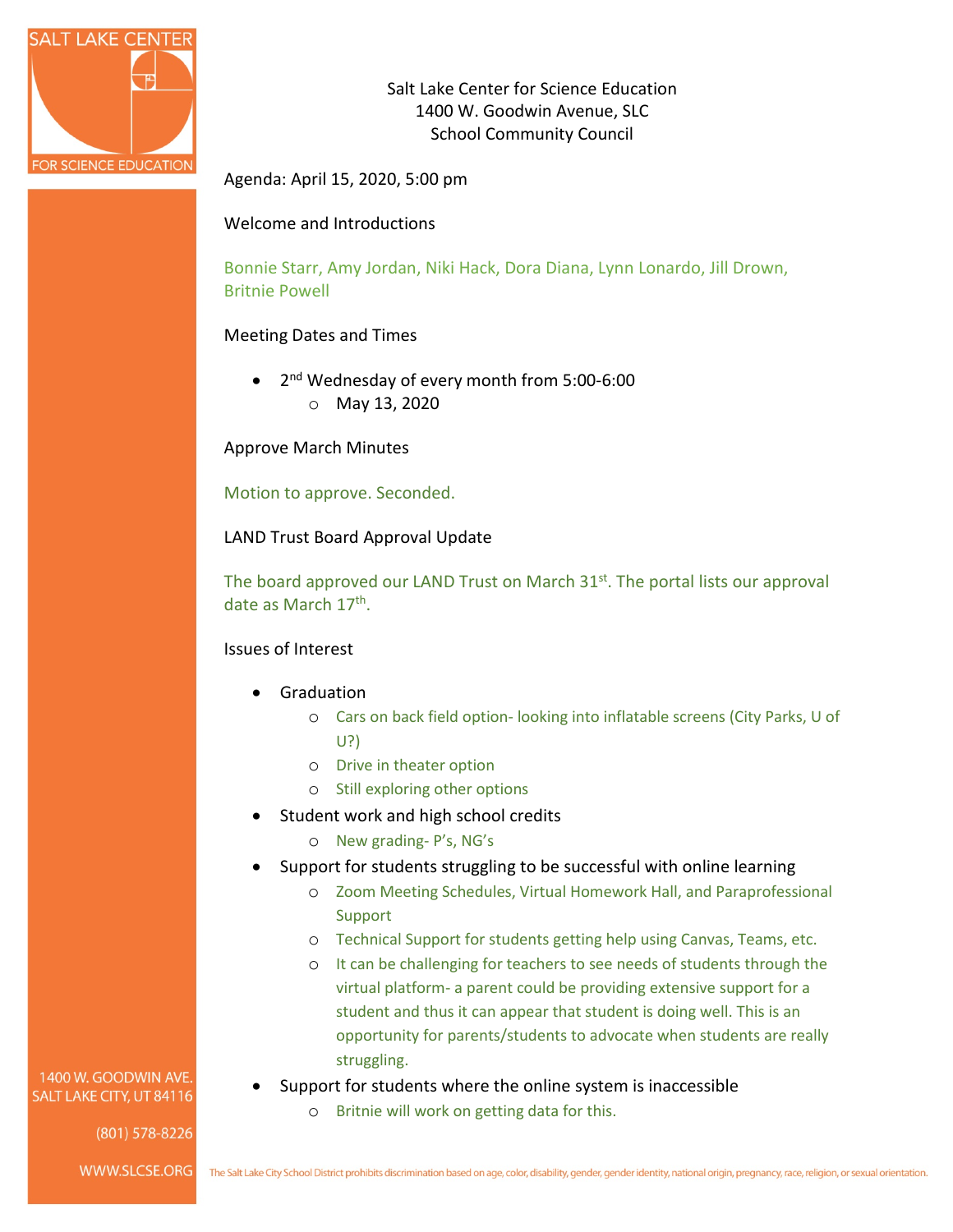Salt Lake Center for Science Education
1400 W. Goodwin Avenue, SLC
School Community Council

Agenda: April 15, 2020, 5:00 pm

Welcome and Introductions

Bonnie Starr, Amy Jordan, Niki Hack, Dora Diana, Lynn Lonardo, Jill Drown, Britnie Powell

Meeting Dates and Times

- 2nd Wednesday of every month from 5:00-6:00
  - May 13, 2020

Approve March Minutes

Motion to approve. Seconded.

LAND Trust Board Approval Update

The board approved our LAND Trust on March 31st. The portal lists our approval date as March 17th.

Issues of Interest

- Graduation
  - Cars on back field option- looking into inflatable screens (City Parks, U of U?)
  - Drive in theater option
  - Still exploring other options
- Student work and high school credits
  - New grading- P's, NG's
- Support for students struggling to be successful with online learning
  - Zoom Meeting Schedules, Virtual Homework Hall, and Paraprofessional Support
  - Technical Support for students getting help using Canvas, Teams, etc.
  - It can be challenging for teachers to see needs of students through the virtual platform- a parent could be providing extensive support for a student and thus it can appear that student is doing well. This is an opportunity for parents/students to advocate when students are really struggling.
- Support for students where the online system is inaccessible
  - Britnie will work on getting data for this.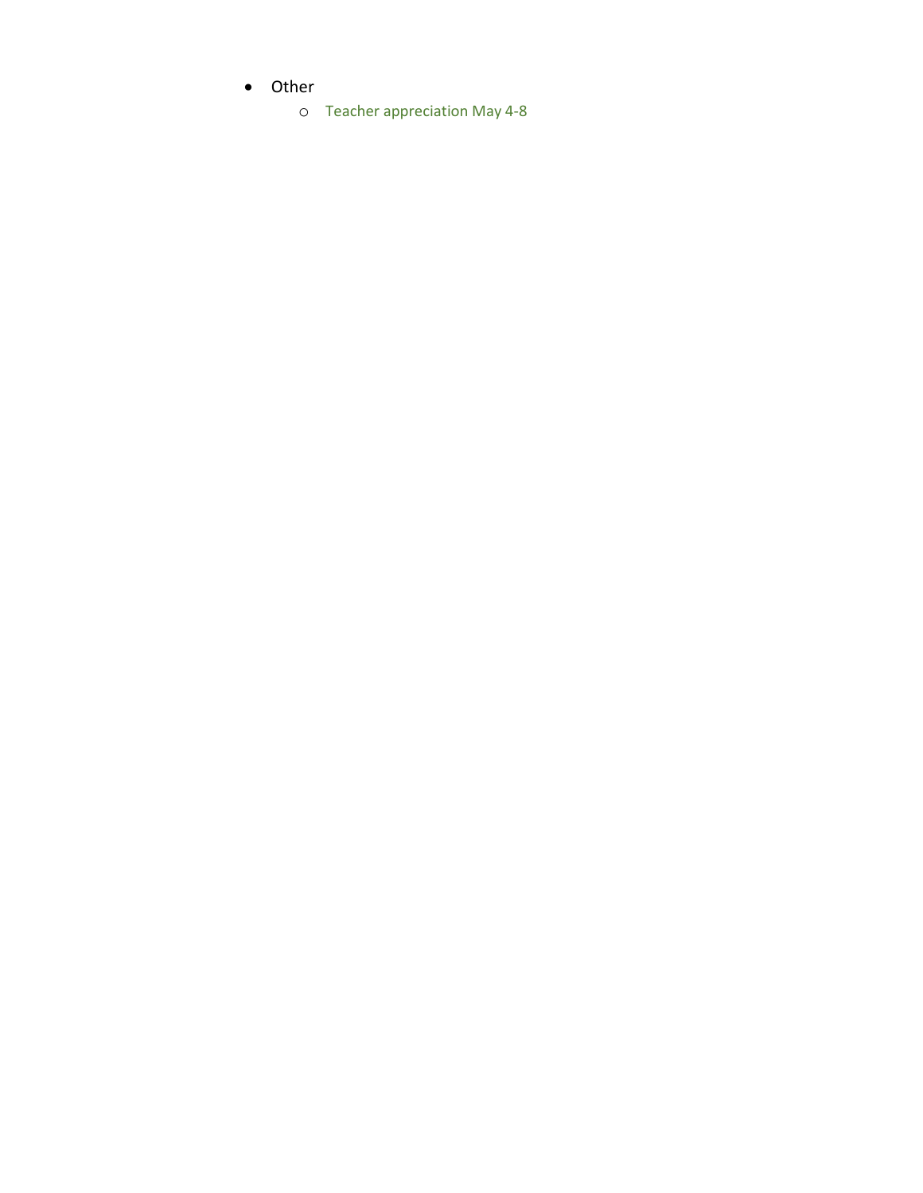- Other
    - Teacher appreciation May 4-8